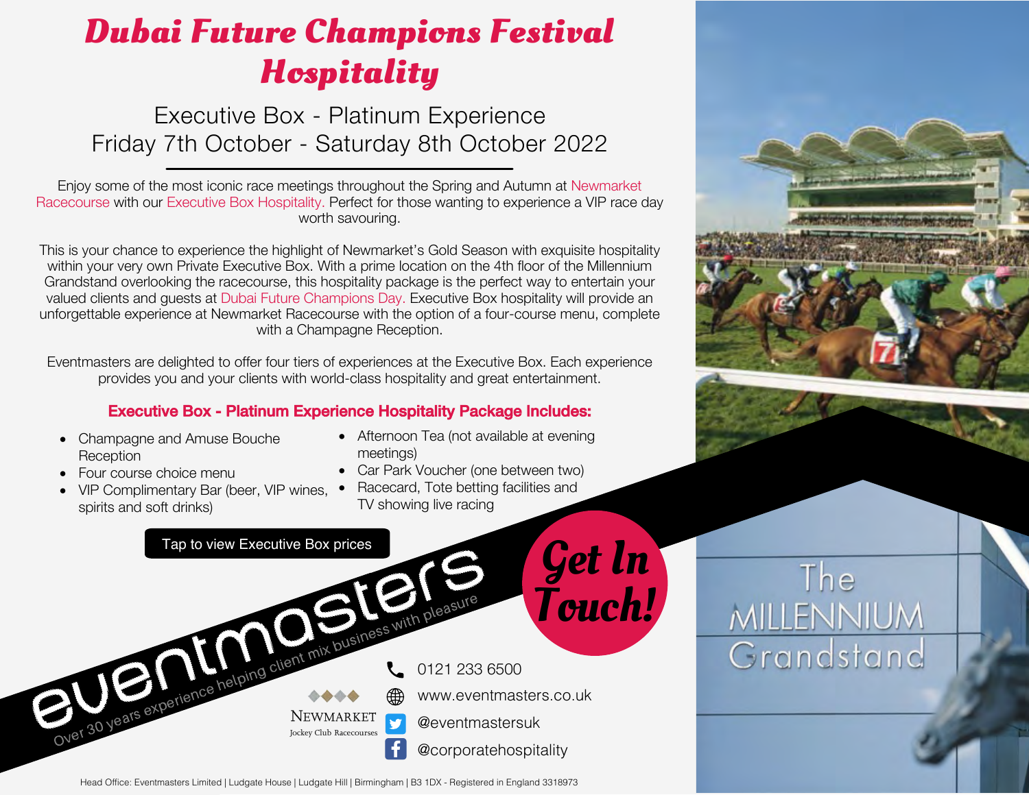# Dubai Future Champions Festival Hospitality

## Executive Box - Platinum Experience
## Friday 7th October - Saturday 8th October 2022

Enjoy some of the most iconic race meetings throughout the Spring and Autumn at Newmarket Racecourse with our Executive Box Hospitality. Perfect for those wanting to experience a VIP race day worth savouring.

This is your chance to experience the highlight of Newmarket's Gold Season with exquisite hospitality within your very own Private Executive Box. With a prime location on the 4th floor of the Millennium Grandstand overlooking the racecourse, this hospitality package is the perfect way to entertain your valued clients and guests at Dubai Future Champions Day. Executive Box hospitality will provide an unforgettable experience at Newmarket Racecourse with the option of a four-course menu, complete with a Champagne Reception.

Eventmasters are delighted to offer four tiers of experiences at the Executive Box. Each experience provides you and your clients with world-class hospitality and great entertainment.

### Executive Box - Platinum Experience Hospitality Package Includes:

- Champagne and Amuse Bouche Reception
- Four course choice menu
- VIP Complimentary Bar (beer, VIP wines, spirits and soft drinks)
- Afternoon Tea (not available at evening meetings)
- Car Park Voucher (one between two)
- Racecard, Tote betting facilities and TV showing live racing

Tap to view Executive Box prices

eventmasters

Over 30 years experience helping client mix business with pleasure

Get In Touch!

- 0121 233 6500
- www.eventmasters.co.uk
- @eventmastersuk
- @corporatehospitality

Newmarket Jockey Club Racecourses

The Millennium Grandstand

Head Office: Eventmasters Limited | Ludgate House | Ludgate Hill | Birmingham | B3 1DX - Registered in England 3318973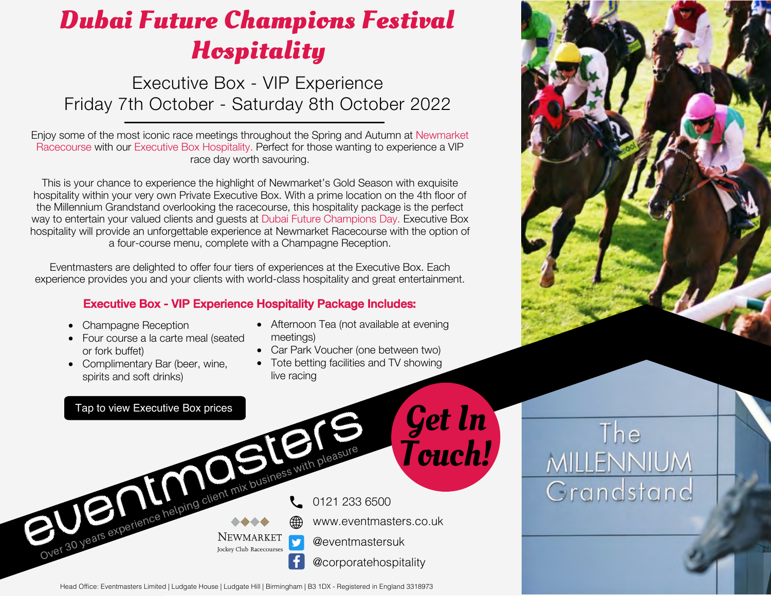# Dubai Future Champions Festival Hospitality

## Executive Box - VIP Experience
## Friday 7th October - Saturday 8th October 2022

Enjoy some of the most iconic race meetings throughout the Spring and Autumn at Newmarket Racecourse with our Executive Box Hospitality. Perfect for those wanting to experience a VIP race day worth savouring.

This is your chance to experience the highlight of Newmarket's Gold Season with exquisite hospitality within your very own Private Executive Box. With a prime location on the 4th floor of the Millennium Grandstand overlooking the racecourse, this hospitality package is the perfect way to entertain your valued clients and guests at Dubai Future Champions Day. Executive Box hospitality will provide an unforgettable experience at Newmarket Racecourse with the option of a four-course menu, complete with a Champagne Reception.

Eventmasters are delighted to offer four tiers of experiences at the Executive Box. Each experience provides you and your clients with world-class hospitality and great entertainment.

### Executive Box - VIP Experience Hospitality Package Includes:

- Champagne Reception
- Four course a la carte meal (seated or fork buffet)
- Complimentary Bar (beer, wine, spirits and soft drinks)
- Afternoon Tea (not available at evening meetings)
- Car Park Voucher (one between two)
- Tote betting facilities and TV showing live racing

Tap to view Executive Box prices

eventmasters

Over 30 years experience helping client mix business with pleasure

**Get In Touch!**

- 0121 233 6500
- www.eventmasters.co.uk
- @eventmastersuk
- @corporatehospitality

Newmarket Jockey Club Racecourses

The Millennium Grandstand

Head Office: Eventmasters Limited | Ludgate House | Ludgate Hill | Birmingham | B3 1DX - Registered in England 3318973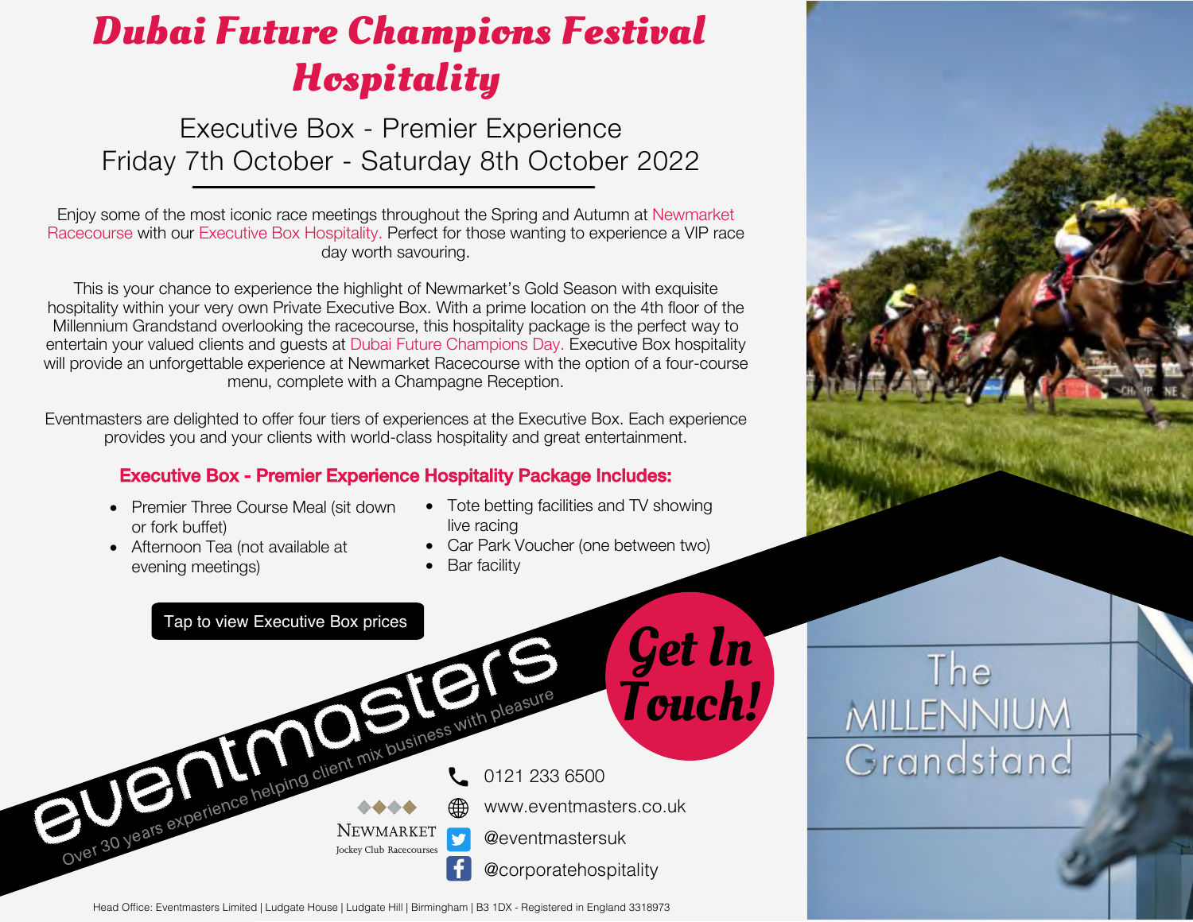# Dubai Future Champions Festival Hospitality

## Executive Box - Premier Experience
## Friday 7th October - Saturday 8th October 2022

Enjoy some of the most iconic race meetings throughout the Spring and Autumn at Newmarket Racecourse with our Executive Box Hospitality. Perfect for those wanting to experience a VIP race day worth savouring.

This is your chance to experience the highlight of Newmarket's Gold Season with exquisite hospitality within your very own Private Executive Box. With a prime location on the 4th floor of the Millennium Grandstand overlooking the racecourse, this hospitality package is the perfect way to entertain your valued clients and guests at Dubai Future Champions Day. Executive Box hospitality will provide an unforgettable experience at Newmarket Racecourse with the option of a four-course menu, complete with a Champagne Reception.

Eventmasters are delighted to offer four tiers of experiences at the Executive Box. Each experience provides you and your clients with world-class hospitality and great entertainment.

### Executive Box - Premier Experience Hospitality Package Includes:

- Premier Three Course Meal (sit down or fork buffet)
- Afternoon Tea (not available at evening meetings)
- Tote betting facilities and TV showing live racing
- Car Park Voucher (one between two)
- Bar facility

Tap to view Executive Box prices

eventmasters

Over 30 years experience helping client mix business with pleasure

**Get In Touch!**

NEWMARKET
Jockey Club Racecourses

- 0121 233 6500
- www.eventmasters.co.uk
- @eventmastersuk
- @corporatehospitality

The MILLENNIUM Grandstand

Head Office: Eventmasters Limited | Ludgate House | Ludgate Hill | Birmingham | B3 1DX - Registered in England 3318973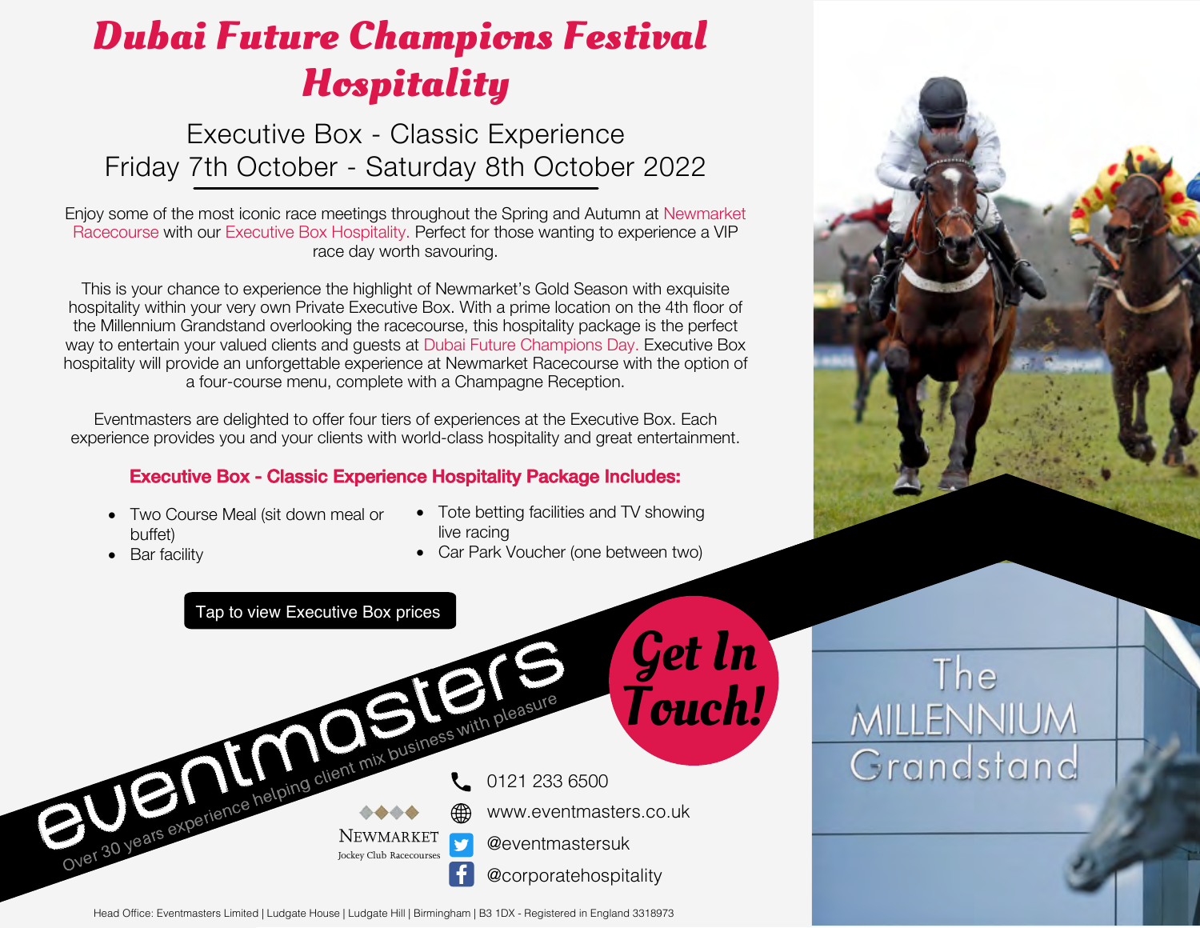# Dubai Future Champions Festival Hospitality

## Executive Box - Classic Experience
## Friday 7th October - Saturday 8th October 2022

Enjoy some of the most iconic race meetings throughout the Spring and Autumn at Newmarket Racecourse with our Executive Box Hospitality. Perfect for those wanting to experience a VIP race day worth savouring.

This is your chance to experience the highlight of Newmarket's Gold Season with exquisite hospitality within your very own Private Executive Box. With a prime location on the 4th floor of the Millennium Grandstand overlooking the racecourse, this hospitality package is the perfect way to entertain your valued clients and guests at Dubai Future Champions Day. Executive Box hospitality will provide an unforgettable experience at Newmarket Racecourse with the option of a four-course menu, complete with a Champagne Reception.

Eventmasters are delighted to offer four tiers of experiences at the Executive Box. Each experience provides you and your clients with world-class hospitality and great entertainment.

### Executive Box - Classic Experience Hospitality Package Includes:

- Two Course Meal (sit down meal or buffet)
- Bar facility
- Tote betting facilities and TV showing live racing
- Car Park Voucher (one between two)

Tap to view Executive Box prices

eventmasters

Over 30 years experience helping client mix business with pleasure

Get In Touch!

Newmarket Jockey Club Racecourses

0121 233 6500

www.eventmasters.co.uk

@eventmastersuk

@corporatehospitality

The Millennium Grandstand

Head Office: Eventmasters Limited | Ludgate House | Ludgate Hill | Birmingham | B3 1DX - Registered in England 3318973